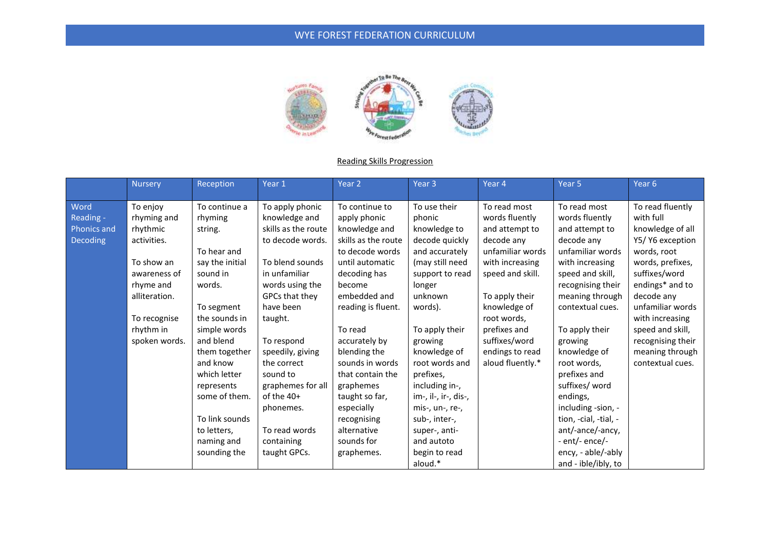# WYE FOREST FEDERATION CURRICULUM

## Reading Skills Progression

| | Nursery | Reception | Year 1 | Year 2 | Year 3 | Year 4 | Year 5 | Year 6 |
|---|---|---|---|---|---|---|---|---|
| Word Reading - Phonics and Decoding | To enjoy rhyming and rhythmic activities.<br><br>To show an awareness of rhyme and alliteration.<br><br>To recognise rhythm in spoken words. | To continue a rhyming string.<br><br>To hear and say the initial sound in words.<br><br>To segment the sounds in simple words and blend them together and know which letter represents some of them.<br><br>To link sounds to letters, naming and sounding the | To apply phonic knowledge and skills as the route to decode words.<br><br>To blend sounds in unfamiliar words using the GPCs that they have been taught.<br><br>To respond speedily, giving the correct sound to graphemes for all of the 40+ phonemes.<br><br>To read words containing taught GPCs. | To continue to apply phonic knowledge and skills as the route to decode words until automatic decoding has become embedded and reading is fluent.<br><br>To read accurately by blending the sounds in words that contain the graphemes taught so far, especially recognising alternative sounds for graphemes. | To use their phonic knowledge to decode quickly and accurately (may still need support to read longer unknown words).<br><br>To apply their growing knowledge of root words and prefixes, including in-, im-, il-, ir-, dis-, mis-, un-, re-, sub-, inter-, super-, anti- and autoto begin to read aloud.* | To read most words fluently and attempt to decode any unfamiliar words with increasing speed and skill.<br><br>To apply their knowledge of root words, prefixes and suffixes/word endings to read aloud fluently.* | To read most words fluently and attempt to decode any unfamiliar words with increasing speed and skill, recognising their meaning through contextual cues.<br><br>To apply their growing knowledge of root words, prefixes and suffixes/ word endings, including -sion, -tion, -cial, -tial, -ant/-ance/-ancy, - ent/- ence/-ency, - able/-ably and - ible/ibly, to | To read fluently with full knowledge of all Y5/ Y6 exception words, root words, prefixes, suffixes/word endings* and to decode any unfamiliar words with increasing speed and skill, recognising their meaning through contextual cues. |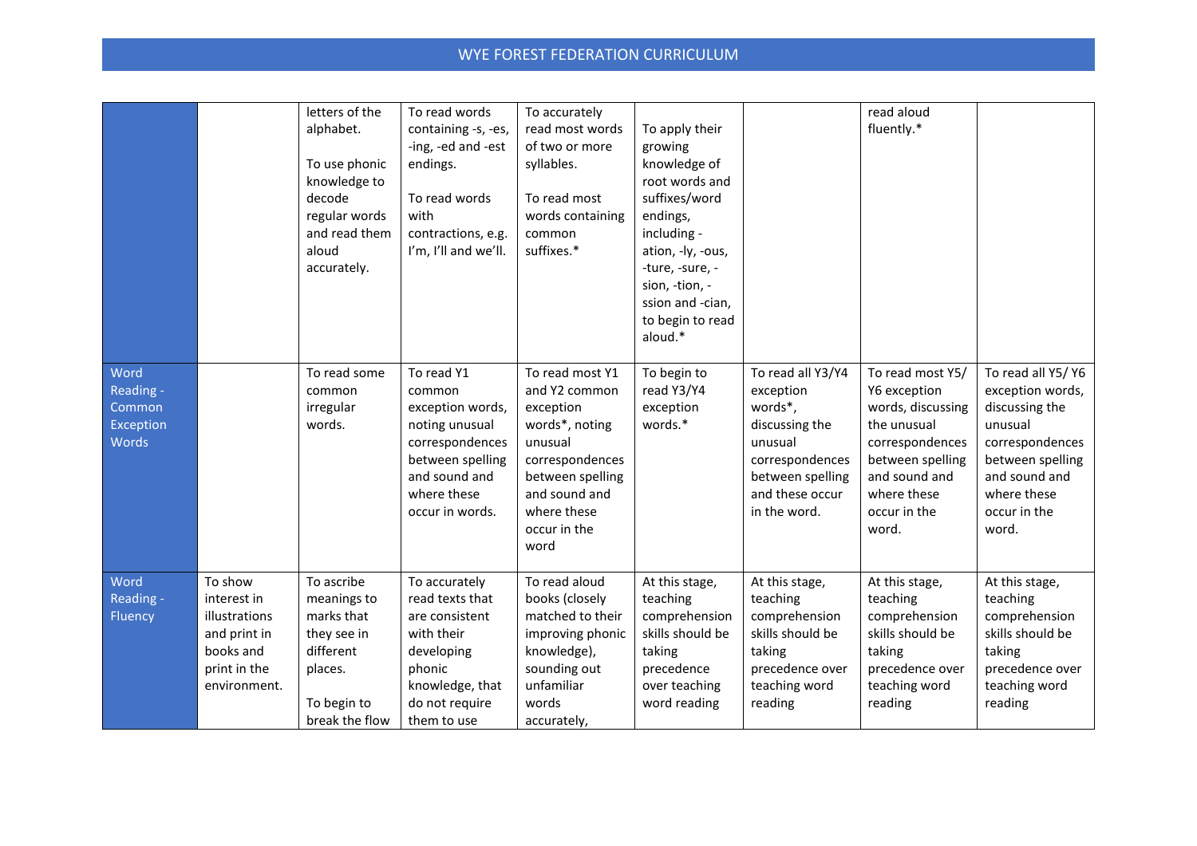| | | | | | | | | |
|---|---|---|---|---|---|---|---|---|
| | | letters of the alphabet.<br><br>To use phonic knowledge to decode regular words and read them aloud accurately. | To read words containing -s, -es, -ing, -ed and -est endings.<br><br>To read words with contractions, e.g. I'm, I'll and we'll. | To accurately read most words of two or more syllables.<br><br>To read most words containing common suffixes.* | To apply their growing knowledge of root words and suffixes/word endings, including -ation, -ly, -ous, -ture, -sure, -sion, -tion, -ssion and -cian, to begin to read aloud.* | | read aloud fluently.* | |
| Word Reading - Common Exception Words | | To read some common irregular words. | To read Y1 common exception words, noting unusual correspondences between spelling and sound and where these occur in words. | To read most Y1 and Y2 common exception words*, noting unusual correspondences between spelling and sound and where these occur in the word | To begin to read Y3/Y4 exception words.* | To read all Y3/Y4 exception words*, discussing the unusual correspondences between spelling and these occur in the word. | To read most Y5/ Y6 exception words, discussing the unusual correspondences between spelling and sound and where these occur in the word. | To read all Y5/ Y6 exception words, discussing the unusual correspondences between spelling and sound and where these occur in the word. |
| Word Reading - Fluency | To show interest in illustrations and print in books and print in the environment. | To ascribe meanings to marks that they see in different places.<br><br>To begin to break the flow | To accurately read texts that are consistent with their developing phonic knowledge, that do not require them to use | To read aloud books (closely matched to their improving phonic knowledge), sounding out unfamiliar words accurately, | At this stage, teaching comprehension skills should be taking precedence over teaching word word reading | At this stage, teaching comprehension skills should be taking precedence over teaching word reading | At this stage, teaching comprehension skills should be taking precedence over teaching word reading | At this stage, teaching comprehension skills should be taking precedence over teaching word reading |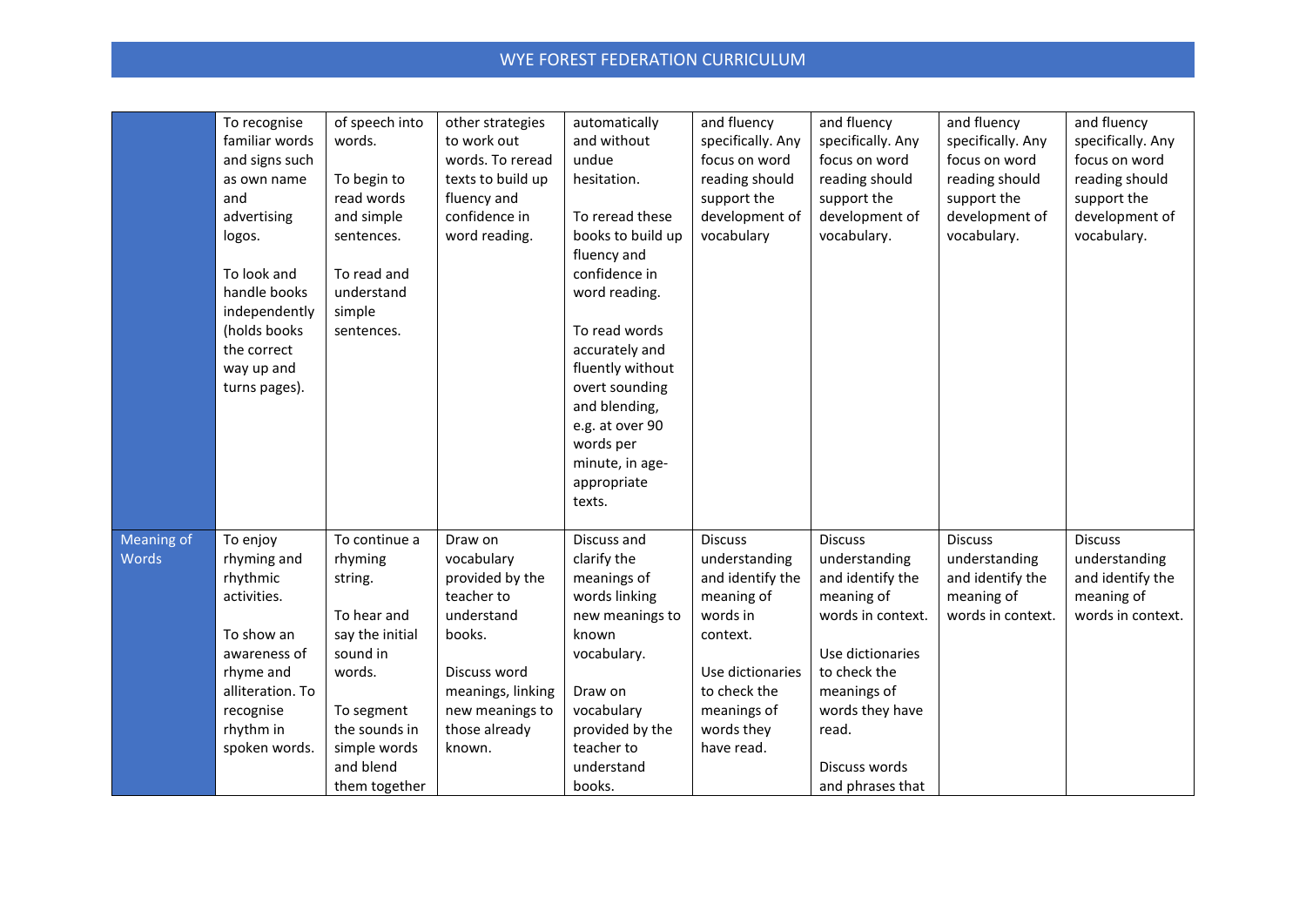| | | | | | | | | |
|---|---|---|---|---|---|---|---|---|
| | To recognise familiar words and signs such as own name and advertising logos.<br><br>To look and handle books independently (holds books the correct way up and turns pages). | of speech into words.<br><br>To begin to read words and simple sentences.<br><br>To read and understand simple sentences. | other strategies to work out words. To reread texts to build up fluency and confidence in word reading. | automatically and without undue hesitation.<br><br>To reread these books to build up fluency and confidence in word reading.<br><br>To read words accurately and fluently without overt sounding and blending, e.g. at over 90 words per minute, in age-appropriate texts. | and fluency specifically. Any focus on word reading should support the development of vocabulary | and fluency specifically. Any focus on word reading should support the development of vocabulary. | and fluency specifically. Any focus on word reading should support the development of vocabulary. | and fluency specifically. Any focus on word reading should support the development of vocabulary. |
| Meaning of Words | To enjoy rhyming and rhythmic activities.<br><br>To show an awareness of rhyme and alliteration. To recognise rhythm in spoken words. | To continue a rhyming string.<br><br>To hear and say the initial sound in words.<br><br>To segment the sounds in simple words and blend them together | Draw on vocabulary provided by the teacher to understand books.<br><br>Discuss word meanings, linking new meanings to those already known. | Discuss and clarify the meanings of words linking new meanings to known vocabulary.<br><br>Draw on vocabulary provided by the teacher to understand books. | Discuss understanding and identify the meaning of words in context.<br><br>Use dictionaries to check the meanings of words they have read. | Discuss understanding and identify the meaning of words in context.<br><br>Use dictionaries to check the meanings of words they have read.<br><br>Discuss words and phrases that | Discuss understanding and identify the meaning of words in context. | Discuss understanding and identify the meaning of words in context. |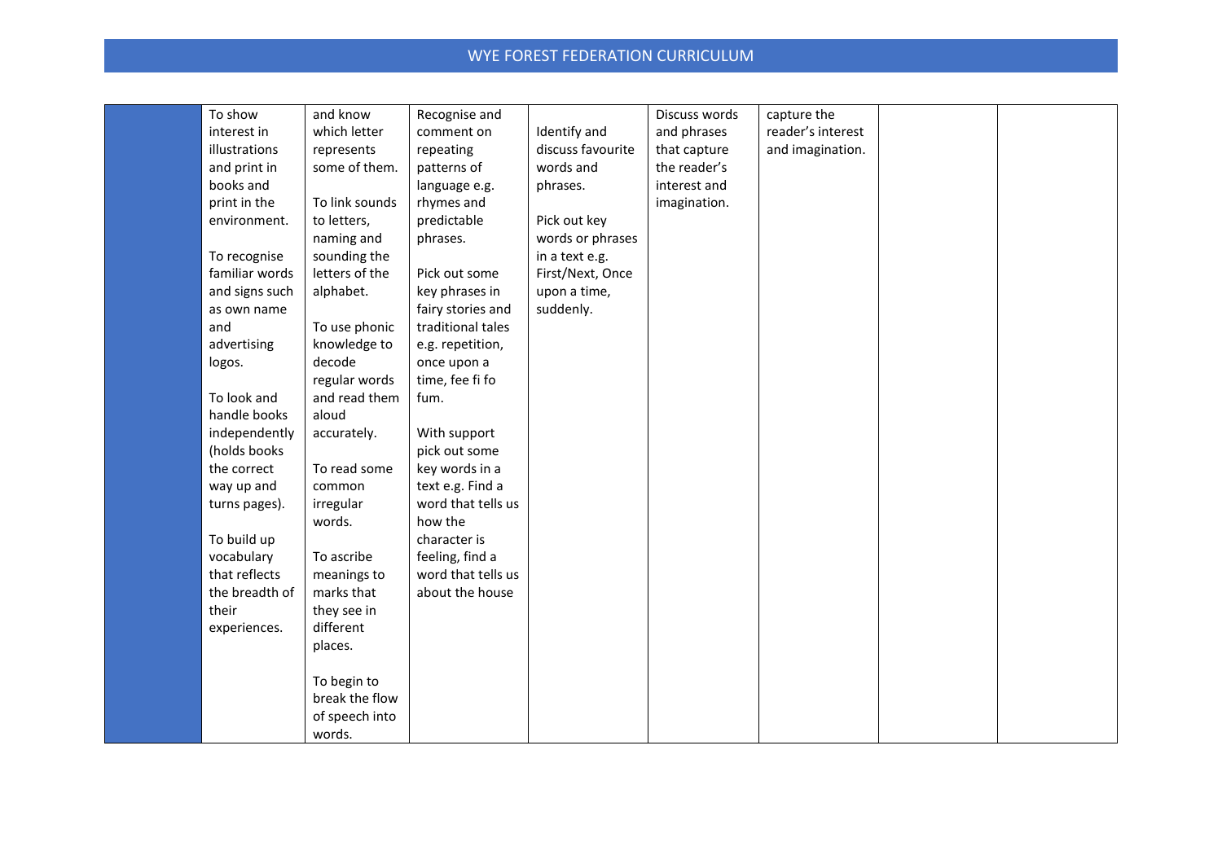| | | | | | | | | |
|---|---|---|---|---|---|---|---|---|
| | To show interest in illustrations and print in books and print in the environment.<br><br>To recognise familiar words and signs such as own name and advertising logos.<br><br>To look and handle books independently (holds books the correct way up and turns pages).<br><br>To build up vocabulary that reflects the breadth of their experiences. | and know which letter represents some of them.<br><br>To link sounds to letters, naming and sounding the letters of the alphabet.<br><br>To use phonic knowledge to decode regular words and read them aloud accurately.<br><br>To read some common irregular words.<br><br>To ascribe meanings to marks that they see in different places.<br><br>To begin to break the flow of speech into words. | Recognise and comment on repeating patterns of language e.g. rhymes and predictable phrases.<br><br>Pick out some key phrases in fairy stories and traditional tales e.g. repetition, once upon a time, fee fi fo fum.<br><br>With support pick out some key words in a text e.g. Find a word that tells us how the character is feeling, find a word that tells us about the house | Identify and discuss favourite words and phrases.<br><br>Pick out key words or phrases in a text e.g. First/Next, Once upon a time, suddenly. | Discuss words and phrases that capture the reader's interest and imagination. | capture the reader's interest and imagination. | | |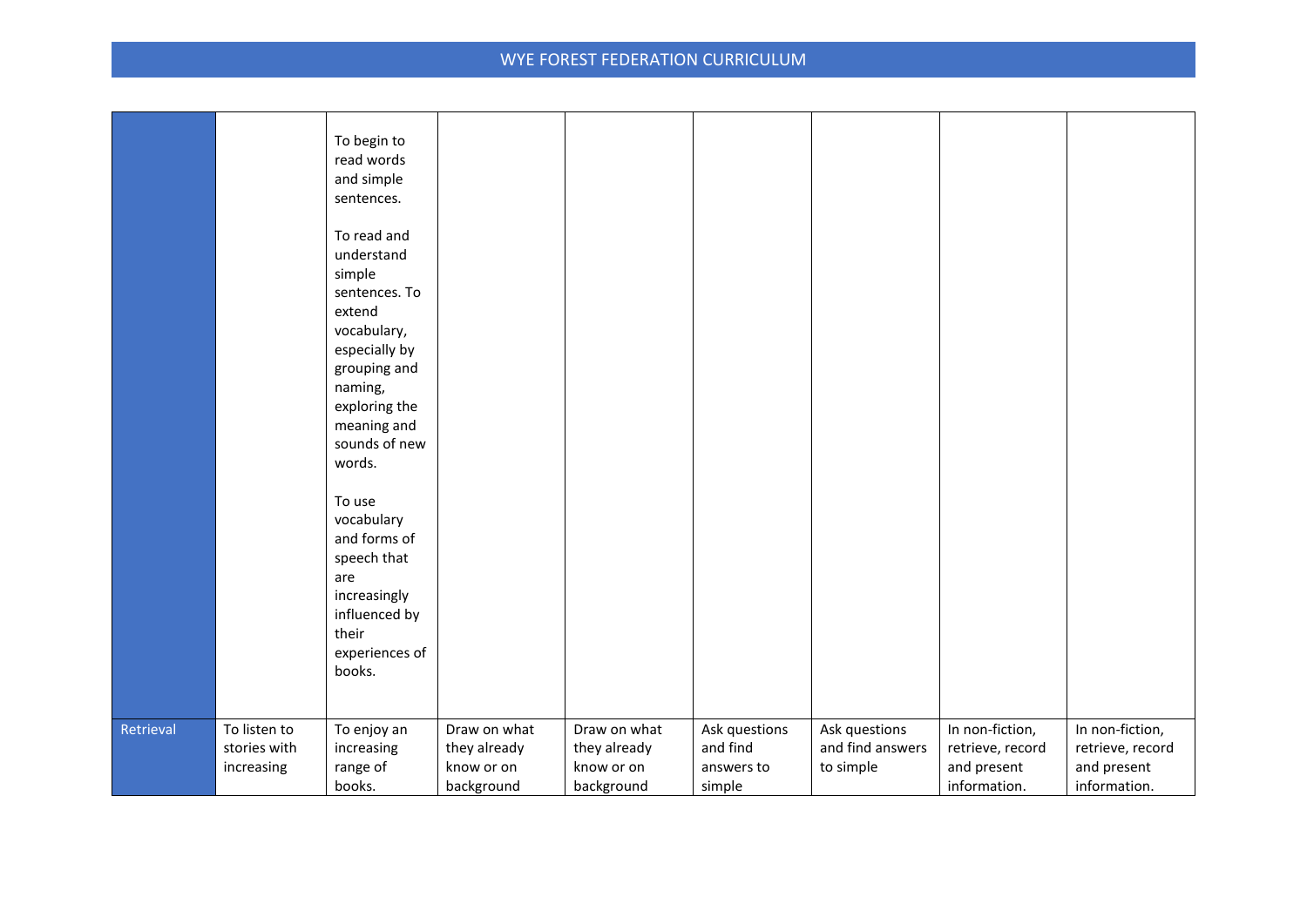| | | | | | | | | |
|---|---|---|---|---|---|---|---|---|
| | | To begin to read words and simple sentences.<br><br>To read and understand simple sentences. To extend vocabulary, especially by grouping and naming, exploring the meaning and sounds of new words.<br><br>To use vocabulary and forms of speech that are increasingly influenced by their experiences of books. | | | | | | |
| Retrieval | To listen to stories with increasing | To enjoy an increasing range of books. | Draw on what they already know or on background | Draw on what they already know or on background | Ask questions and find answers to simple | Ask questions and find answers to simple | In non-fiction, retrieve, record and present information. | In non-fiction, retrieve, record and present information. |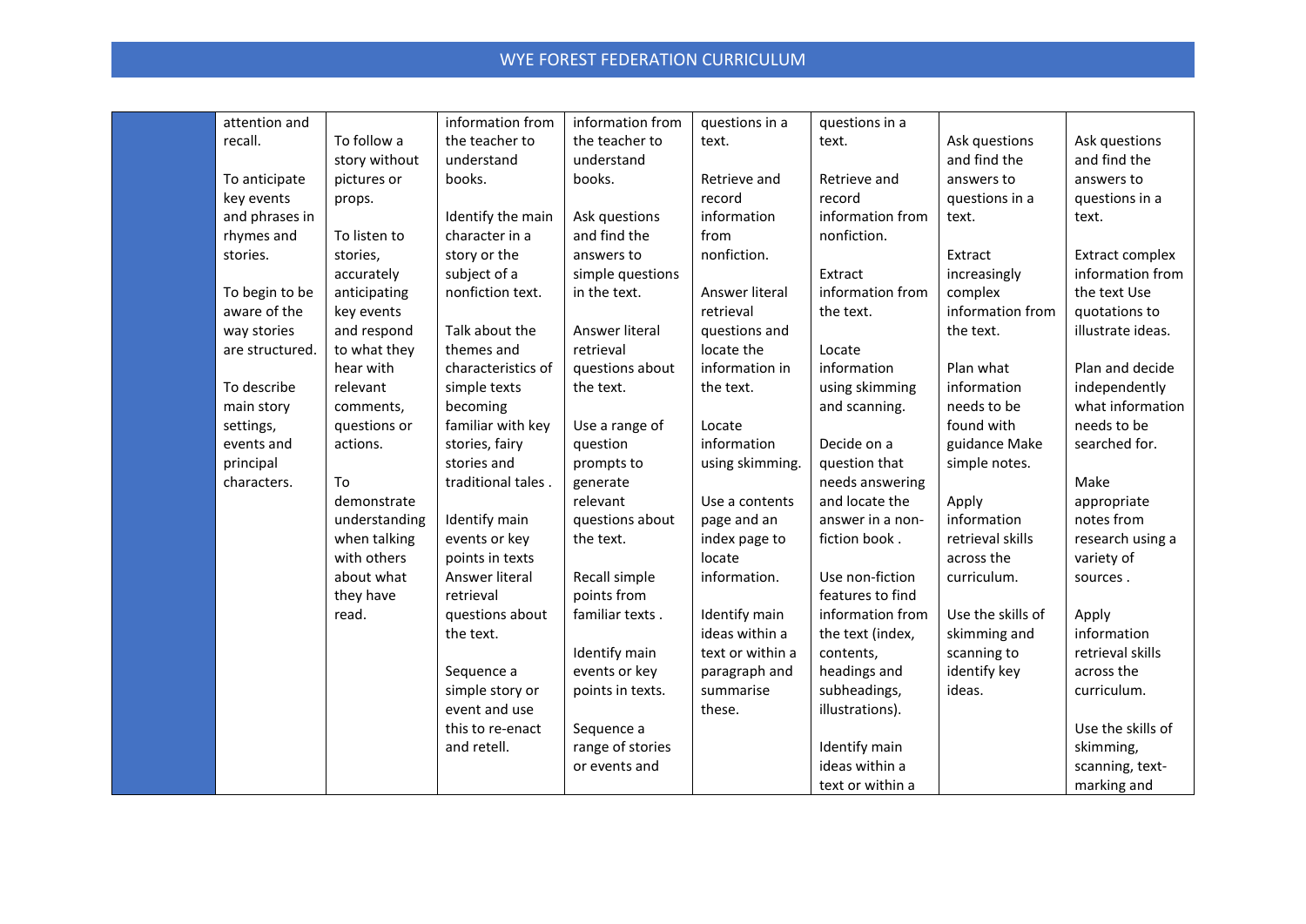| | | | | | | | | |
|---|---|---|---|---|---|---|---|---|
| | attention and recall.<br><br>To anticipate key events and phrases in rhymes and stories.<br><br>To begin to be aware of the way stories are structured.<br><br>To describe main story settings, events and principal characters. | To follow a story without pictures or props.<br><br>To listen to stories, accurately anticipating key events and respond to what they hear with relevant comments, questions or actions.<br><br>To demonstrate understanding when talking with others about what they have read. | information from the teacher to understand books.<br><br>Identify the main character in a story or the subject of a nonfiction text.<br><br>Talk about the themes and characteristics of simple texts becoming familiar with key stories, fairy stories and traditional tales .<br><br>Identify main events or key points in texts Answer literal retrieval questions about the text.<br><br>Sequence a simple story or event and use this to re-enact and retell. | information from the teacher to understand books.<br><br>Ask questions and find the answers to simple questions in the text.<br><br>Answer literal retrieval questions about the text.<br><br>Use a range of question prompts to generate relevant questions about the text.<br><br>Recall simple points from familiar texts .<br><br>Identify main events or key points in texts.<br><br>Sequence a range of stories or events and | questions in a text.<br><br>Retrieve and record information from nonfiction.<br><br>Answer literal retrieval questions and locate the information in the text.<br><br>Locate information using skimming.<br><br>Use a contents page and an index page to locate information.<br><br>Identify main ideas within a text or within a paragraph and summarise these. | questions in a text.<br><br>Retrieve and record information from nonfiction.<br><br>Extract information from the text.<br><br>Locate information using skimming and scanning.<br><br>Decide on a question that needs answering and locate the answer in a non-fiction book .<br><br>Use non-fiction features to find information from the text (index, contents, headings and subheadings, illustrations).<br><br>Identify main ideas within a text or within a | Ask questions and find the answers to questions in a text.<br><br>Extract increasingly complex information from the text.<br><br>Plan what information needs to be found with guidance Make simple notes.<br><br>Apply information retrieval skills across the curriculum.<br><br>Use the skills of skimming and scanning to identify key ideas. | Ask questions and find the answers to questions in a text.<br><br>Extract complex information from the text Use quotations to illustrate ideas.<br><br>Plan and decide independently what information needs to be searched for.<br><br>Make appropriate notes from research using a variety of sources .<br><br>Apply information retrieval skills across the curriculum.<br><br>Use the skills of skimming, scanning, text-marking and |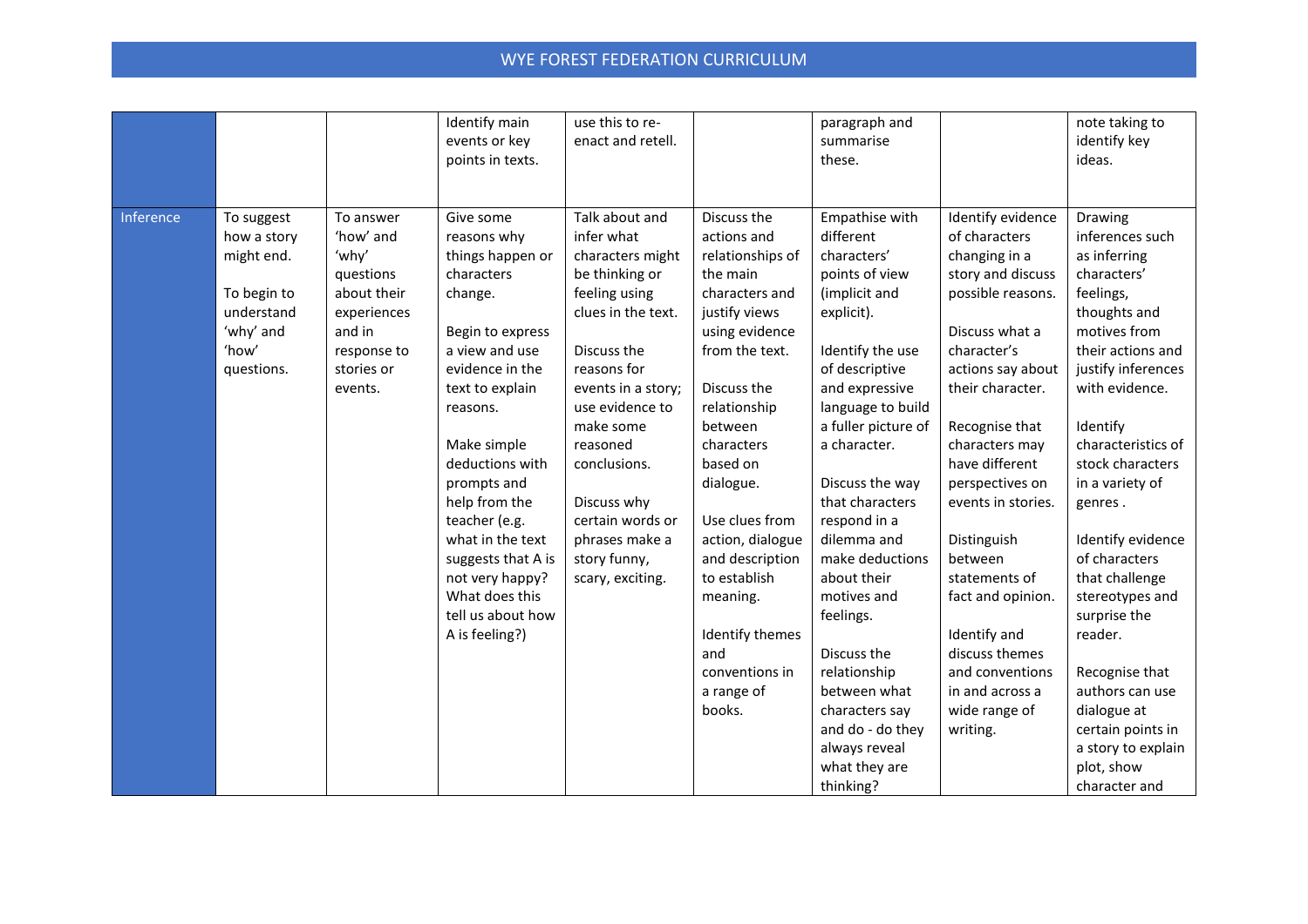| | | | | | | | | |
|---|---|---|---|---|---|---|---|---|
| | | | Identify main events or key points in texts. | use this to re-enact and retell. | | paragraph and summarise these. | | note taking to identify key ideas. |
| Inference | To suggest how a story might end.<br><br>To begin to understand 'why' and 'how' questions. | To answer 'how' and 'why' questions about their experiences and in response to stories or events. | Give some reasons why things happen or characters change.<br><br>Begin to express a view and use evidence in the text to explain reasons.<br><br>Make simple deductions with prompts and help from the teacher (e.g. what in the text suggests that A is not very happy? What does this tell us about how A is feeling?) | Talk about and infer what characters might be thinking or feeling using clues in the text.<br><br>Discuss the reasons for events in a story; use evidence to make some reasoned conclusions.<br><br>Discuss why certain words or phrases make a story funny, scary, exciting. | Discuss the actions and relationships of the main characters and justify views using evidence from the text.<br><br>Discuss the relationship between characters based on dialogue.<br><br>Use clues from action, dialogue and description to establish meaning.<br><br>Identify themes and conventions in a range of books. | Empathise with different characters' points of view (implicit and explicit).<br><br>Identify the use of descriptive and expressive language to build a fuller picture of a character.<br><br>Discuss the way that characters respond in a dilemma and make deductions about their motives and feelings.<br><br>Discuss the relationship between what characters say and do - do they always reveal what they are thinking? | Identify evidence of characters changing in a story and discuss possible reasons.<br><br>Discuss what a character's actions say about their character.<br><br>Recognise that characters may have different perspectives on events in stories.<br><br>Distinguish between statements of fact and opinion.<br><br>Identify and discuss themes and conventions in and across a wide range of writing. | Drawing inferences such as inferring characters' feelings, thoughts and motives from their actions and justify inferences with evidence.<br><br>Identify characteristics of stock characters in a variety of genres .<br><br>Identify evidence of characters that challenge stereotypes and surprise the reader.<br><br>Recognise that authors can use dialogue at certain points in a story to explain plot, show character and |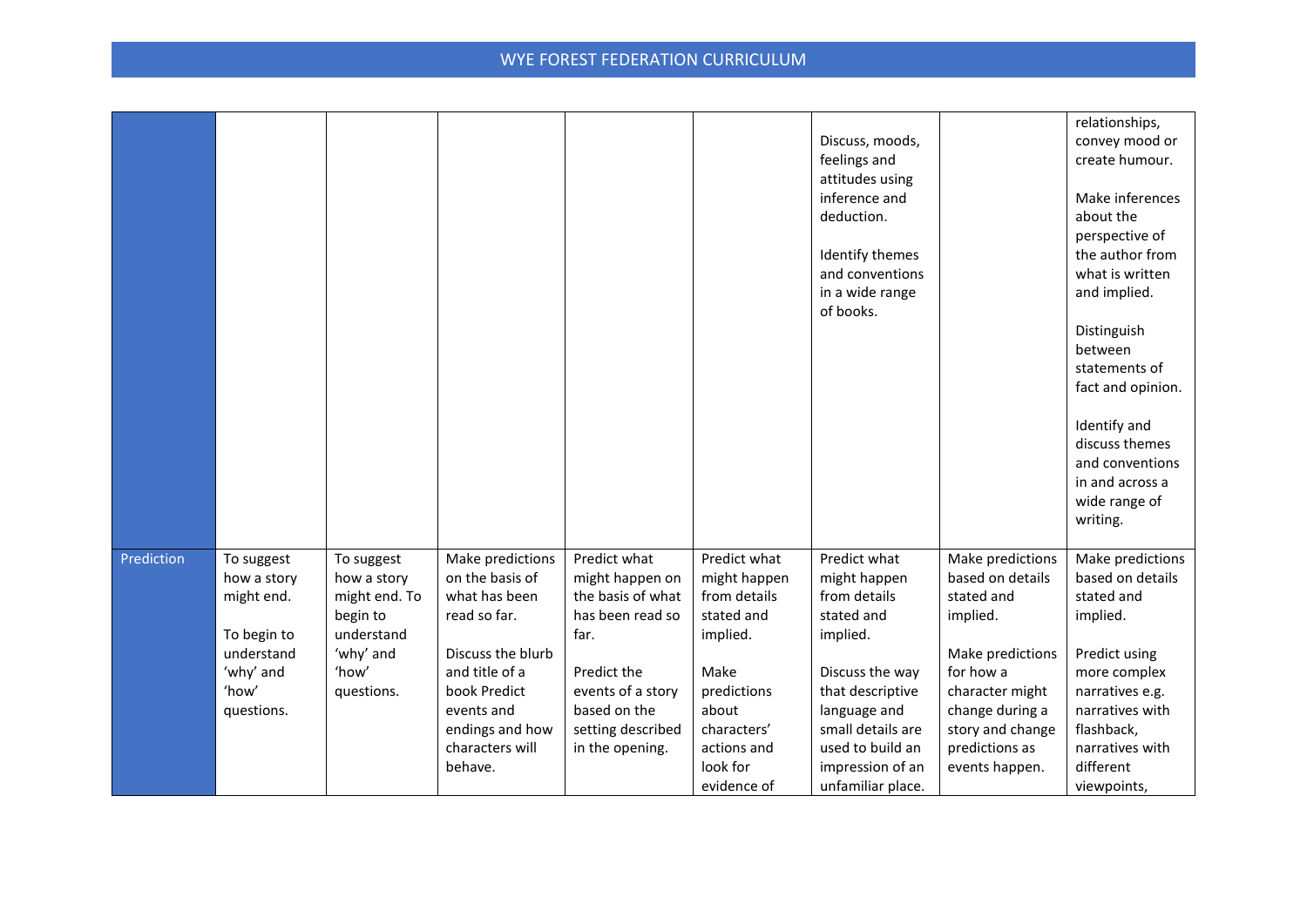| | | | | | | | | |
|---|---|---|---|---|---|---|---|---|
| | | | | | | Discuss, moods, feelings and attitudes using inference and deduction.<br><br>Identify themes and conventions in a wide range of books. | | relationships, convey mood or create humour.<br><br>Make inferences about the perspective of the author from what is written and implied.<br><br>Distinguish between statements of fact and opinion.<br><br>Identify and discuss themes and conventions in and across a wide range of writing. |
| Prediction | To suggest how a story might end.<br><br>To begin to understand 'why' and 'how' questions. | To suggest how a story might end. To begin to understand 'why' and 'how' questions. | Make predictions on the basis of what has been read so far.<br><br>Discuss the blurb and title of a book Predict events and endings and how characters will behave. | Predict what might happen on the basis of what has been read so far.<br><br>Predict the events of a story based on the setting described in the opening. | Predict what might happen from details stated and implied.<br><br>Make predictions about characters' actions and look for evidence of | Predict what might happen from details stated and implied.<br><br>Discuss the way that descriptive language and small details are used to build an impression of an unfamiliar place. | Make predictions based on details stated and implied.<br><br>Make predictions for how a character might change during a story and change predictions as events happen. | Make predictions based on details stated and implied.<br><br>Predict using more complex narratives e.g. narratives with flashback, narratives with different viewpoints, |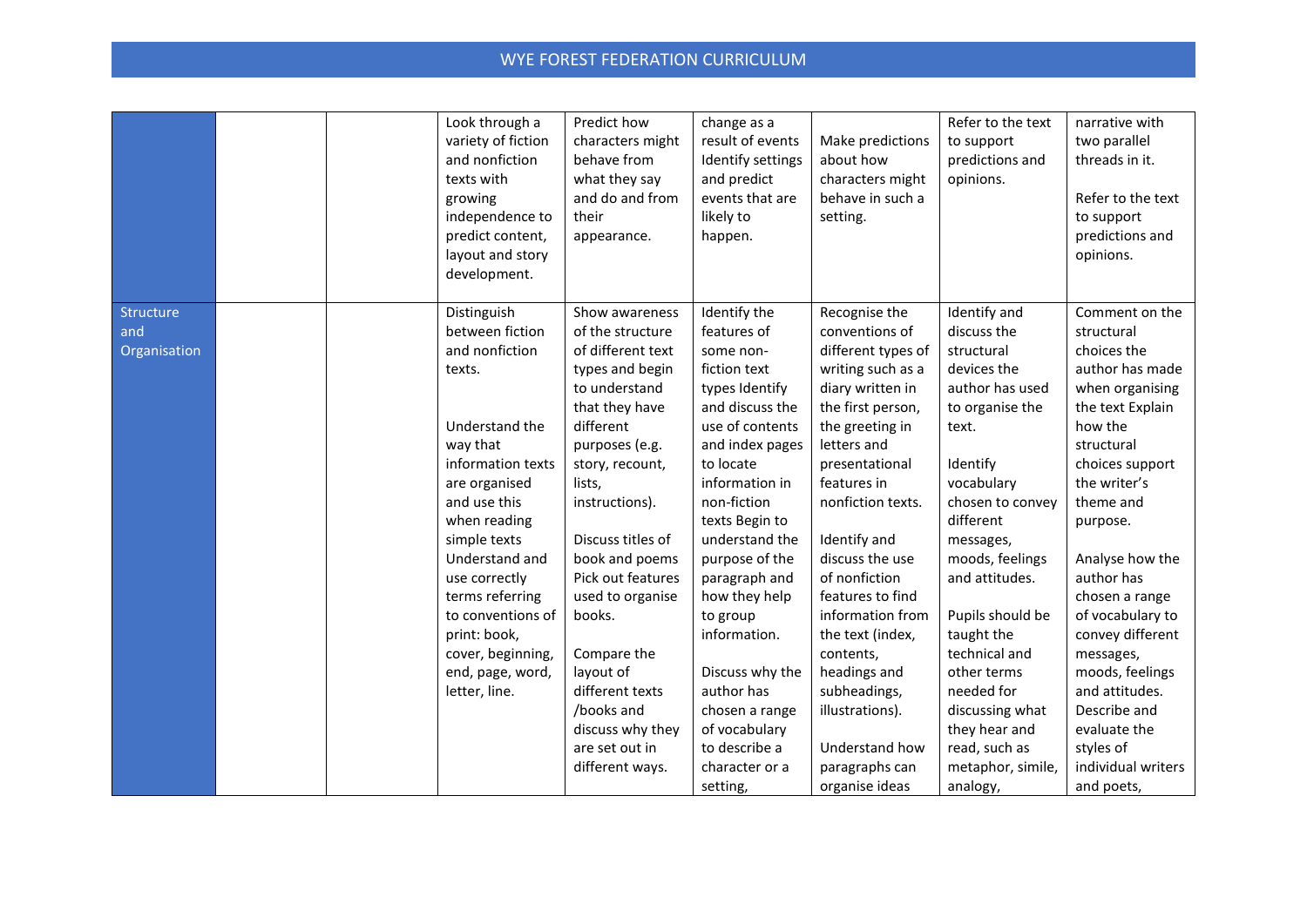| | | | | | | | | |
|---|---|---|---|---|---|---|---|---|
| | | | Look through a variety of fiction and nonfiction texts with growing independence to predict content, layout and story development. | Predict how characters might behave from what they say and do and from their appearance. | change as a result of events Identify settings and predict events that are likely to happen. | Make predictions about how characters might behave in such a setting. | Refer to the text to support predictions and opinions. | narrative with two parallel threads in it.<br><br>Refer to the text to support predictions and opinions. |
| Structure and Organisation | | | Distinguish between fiction and nonfiction texts.<br><br>Understand the way that information texts are organised and use this when reading simple texts Understand and use correctly terms referring to conventions of print: book, cover, beginning, end, page, word, letter, line. | Show awareness of the structure of different text types and begin to understand that they have different purposes (e.g. story, recount, lists, instructions).<br><br>Discuss titles of book and poems Pick out features used to organise books.<br><br>Compare the layout of different texts /books and discuss why they are set out in different ways. | Identify the features of some non-fiction text types Identify and discuss the use of contents and index pages to locate information in non-fiction texts Begin to understand the purpose of the paragraph and how they help to group information.<br><br>Discuss why the author has chosen a range of vocabulary to describe a character or a setting, | Recognise the conventions of different types of writing such as a diary written in the first person, the greeting in letters and presentational features in nonfiction texts.<br><br>Identify and discuss the use of nonfiction features to find information from the text (index, contents, headings and subheadings, illustrations).<br><br>Understand how paragraphs can organise ideas | Identify and discuss the structural devices the author has used to organise the text.<br><br>Identify vocabulary chosen to convey different messages, moods, feelings and attitudes.<br><br>Pupils should be taught the technical and other terms needed for discussing what they hear and read, such as metaphor, simile, analogy, | Comment on the structural choices the author has made when organising the text Explain how the structural choices support the writer's theme and purpose.<br><br>Analyse how the author has chosen a range of vocabulary to convey different messages, moods, feelings and attitudes. Describe and evaluate the styles of individual writers and poets, |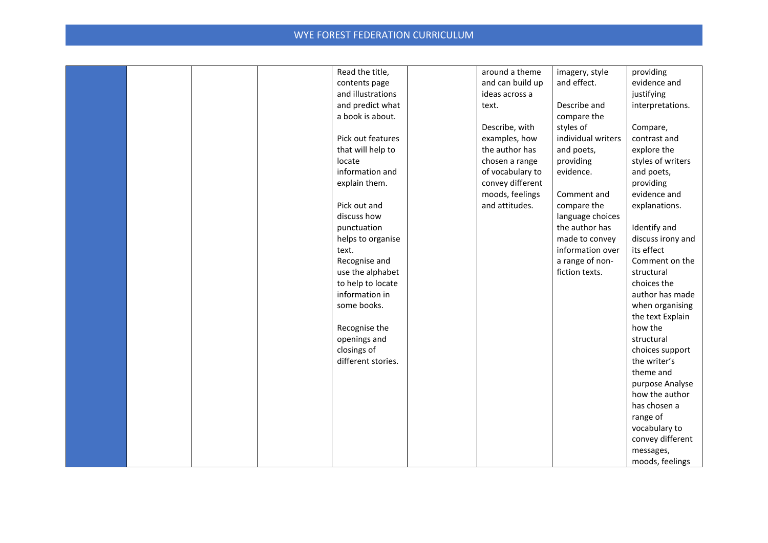| | | | | | | | | |
|---|---|---|---|---|---|---|---|---|
| | | | | Read the title, contents page and illustrations and predict what a book is about.<br><br>Pick out features that will help to locate information and explain them.<br><br>Pick out and discuss how punctuation helps to organise text.<br>Recognise and use the alphabet to help to locate information in some books.<br><br>Recognise the openings and closings of different stories. | | around a theme and can build up ideas across a text.<br><br>Describe, with examples, how the author has chosen a range of vocabulary to convey different moods, feelings and attitudes. | imagery, style and effect.<br><br>Describe and compare the styles of individual writers and poets, providing evidence.<br><br>Comment and compare the language choices the author has made to convey information over a range of non-fiction texts. | providing evidence and justifying interpretations.<br><br>Compare, contrast and explore the styles of writers and poets, providing evidence and explanations.<br><br>Identify and discuss irony and its effect<br>Comment on the structural choices the author has made when organising the text Explain how the structural choices support the writer's theme and purpose Analyse how the author has chosen a range of vocabulary to convey different messages, moods, feelings |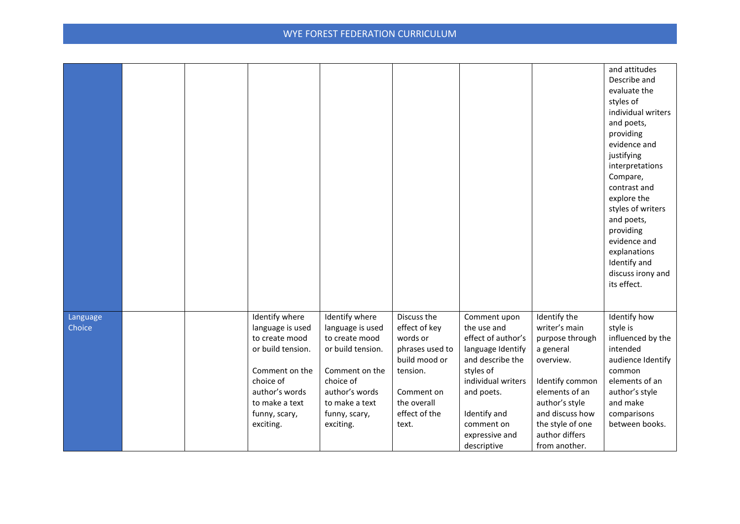| | | | | | | | | |
|---|---|---|---|---|---|---|---|---|
| | | | | | | | | and attitudes Describe and evaluate the styles of individual writers and poets, providing evidence and justifying interpretations Compare, contrast and explore the styles of writers and poets, providing evidence and explanations Identify and discuss irony and its effect. |
| Language Choice | | | Identify where language is used to create mood or build tension.<br><br>Comment on the choice of author's words to make a text funny, scary, exciting. | Identify where language is used to create mood or build tension.<br><br>Comment on the choice of author's words to make a text funny, scary, exciting. | Discuss the effect of key words or phrases used to build mood or tension.<br><br>Comment on the overall effect of the text. | Comment upon the use and effect of author's language Identify and describe the styles of individual writers and poets.<br><br>Identify and comment on expressive and descriptive | Identify the writer's main purpose through a general overview.<br><br>Identify common elements of an author's style and discuss how the style of one author differs from another. | Identify how style is influenced by the intended audience Identify common elements of an author's style and make comparisons between books. |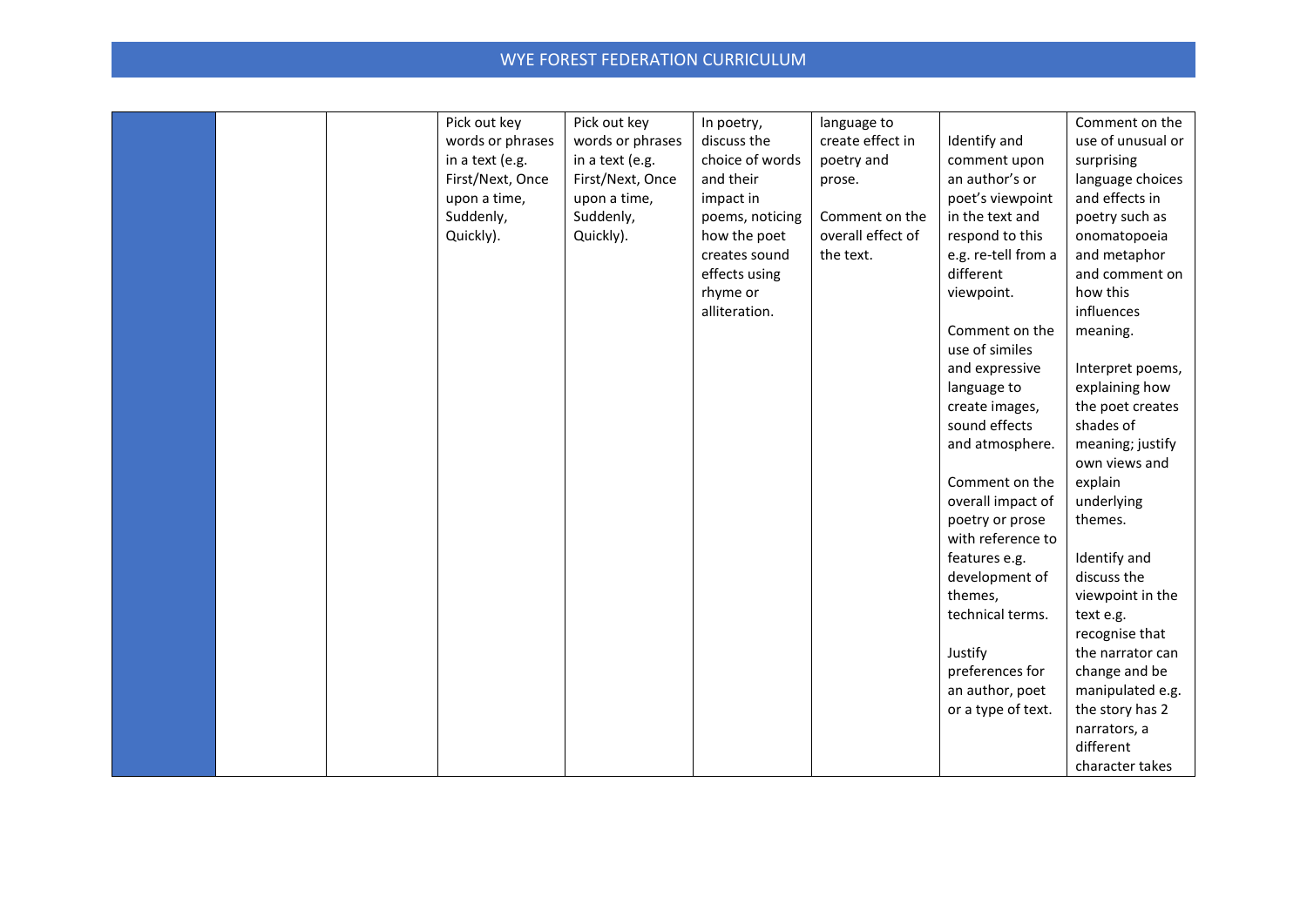| | | | | | | | | |
|---|---|---|---|---|---|---|---|---|
| | | | Pick out key words or phrases in a text (e.g. First/Next, Once upon a time, Suddenly, Quickly). | Pick out key words or phrases in a text (e.g. First/Next, Once upon a time, Suddenly, Quickly). | In poetry, discuss the choice of words and their impact in poems, noticing how the poet creates sound effects using rhyme or alliteration. | language to create effect in poetry and prose.<br><br>Comment on the overall effect of the text. | Identify and comment upon an author's or poet's viewpoint in the text and respond to this e.g. re-tell from a different viewpoint.<br><br>Comment on the use of similes and expressive language to create images, sound effects and atmosphere.<br><br>Comment on the overall impact of poetry or prose with reference to features e.g. development of themes, technical terms.<br><br>Justify preferences for an author, poet or a type of text. | Comment on the use of unusual or surprising language choices and effects in poetry such as onomatopoeia and metaphor and comment on how this influences meaning.<br><br>Interpret poems, explaining how the poet creates shades of meaning; justify own views and explain underlying themes.<br><br>Identify and discuss the viewpoint in the text e.g. recognise that the narrator can change and be manipulated e.g. the story has 2 narrators, a different character takes |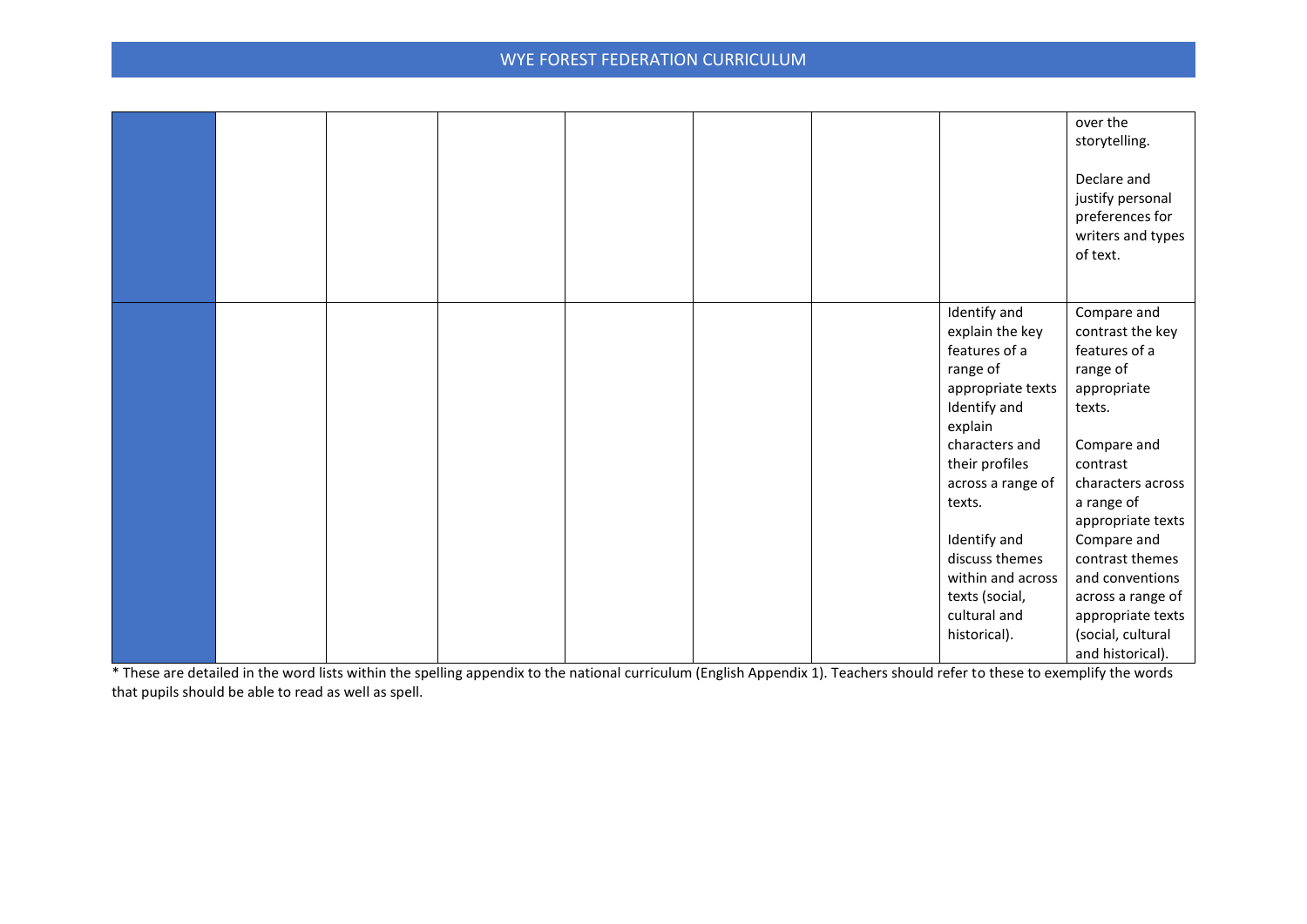| | | | | | | | | |
|---|---|---|---|---|---|---|---|---|
| | | | | | | | | over the storytelling.<br><br>Declare and justify personal preferences for writers and types of text. |
| | | | | | | | Identify and explain the key features of a range of appropriate texts Identify and explain characters and their profiles across a range of texts.<br><br>Identify and discuss themes within and across texts (social, cultural and historical). | Compare and contrast the key features of a range of appropriate texts.<br><br>Compare and contrast characters across a range of appropriate texts Compare and contrast themes and conventions across a range of appropriate texts (social, cultural and historical). |

* These are detailed in the word lists within the spelling appendix to the national curriculum (English Appendix 1). Teachers should refer to these to exemplify the words that pupils should be able to read as well as spell.